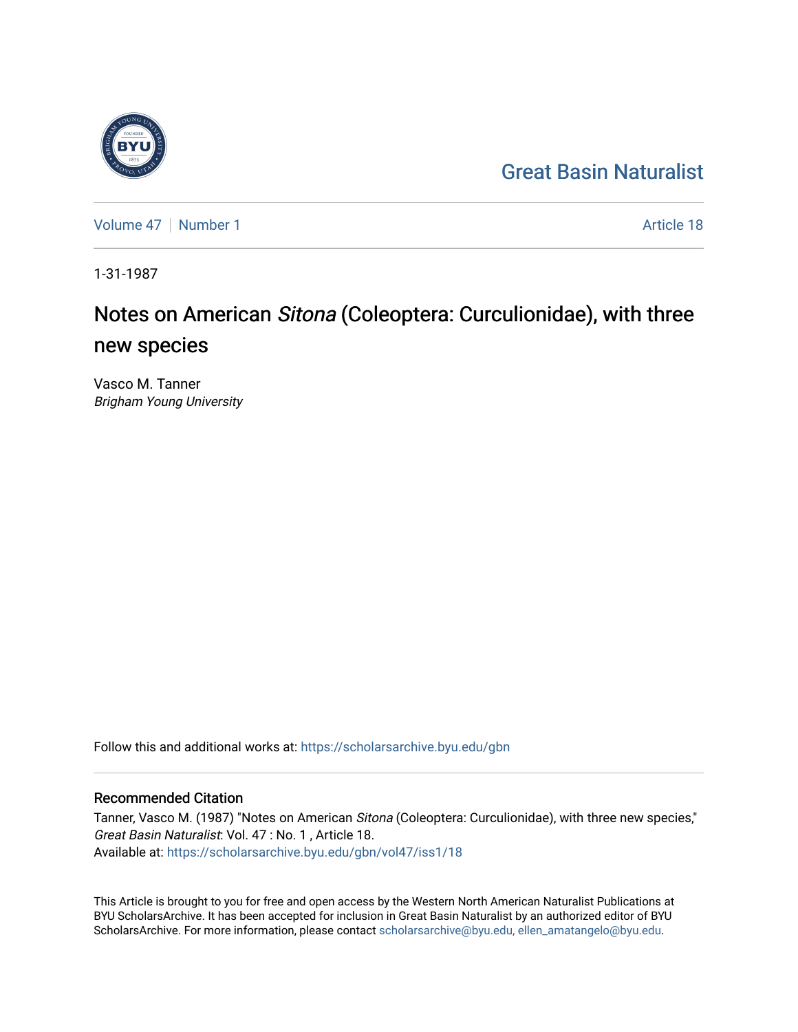Great Basin Naturalist

Volume 47 | Number 1 | Article 18

1-31-1987

# Notes on American *Sitona* (Coleoptera: Curculionidae), with three new species

Vasco M. Tanner
*Brigham Young University*

Follow this and additional works at: https://scholarsarchive.byu.edu/gbn

## Recommended Citation

Tanner, Vasco M. (1987) "Notes on American *Sitona* (Coleoptera: Curculionidae), with three new species," *Great Basin Naturalist*: Vol. 47 : No. 1 , Article 18.
Available at: https://scholarsarchive.byu.edu/gbn/vol47/iss1/18

This Article is brought to you for free and open access by the Western North American Naturalist Publications at BYU ScholarsArchive. It has been accepted for inclusion in Great Basin Naturalist by an authorized editor of BYU ScholarsArchive. For more information, please contact scholarsarchive@byu.edu, ellen_amatangelo@byu.edu.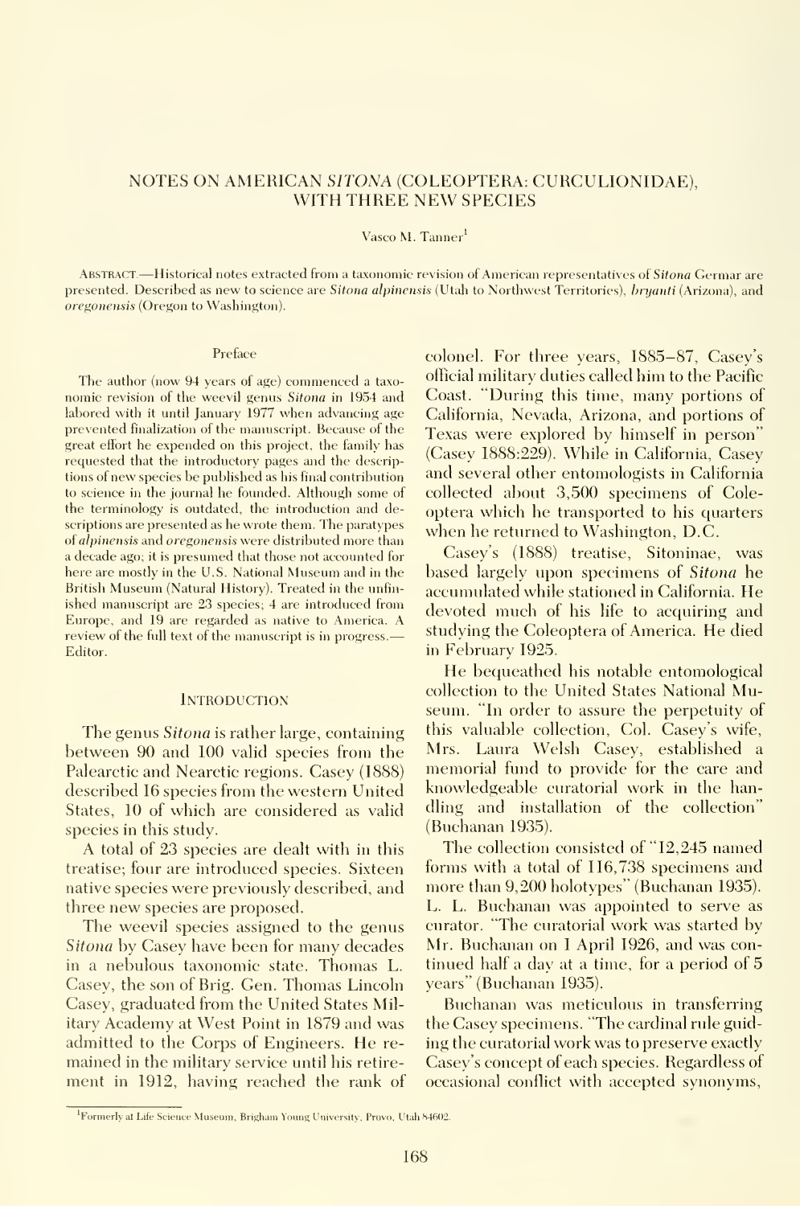# NOTES ON AMERICAN *SITONA* (COLEOPTERA: CURCULIONIDAE), WITH THREE NEW SPECIES

Vasco M. Tanner[1]

Abstract.—Historical notes extracted from a taxonomic revision of American representatives of *Sitona* Germar are presented. Described as new to science are *Sitona alpinensis* (Utah to Northwest Territories), *bryanti* (Arizona), and *oregonensis* (Oregon to Washington).

### Preface

The author (now 94 years of age) commenced a taxonomic revision of the weevil genus *Sitona* in 1954 and labored with it until January 1977 when advancing age prevented finalization of the manuscript. Because of the great effort he expended on this project, the family has requested that the introductory pages and the descriptions of new species be published as his final contribution to science in the journal he founded. Although some of the terminology is outdated, the introduction and descriptions are presented as he wrote them. The paratypes of *alpinensis* and *oregonensis* were distributed more than a decade ago; it is presumed that those not accounted for here are mostly in the U.S. National Museum and in the British Museum (Natural History). Treated in the unfinished manuscript are 23 species; 4 are introduced from Europe, and 19 are regarded as native to America. A review of the full text of the manuscript is in progress.—Editor.

## Introduction

The genus *Sitona* is rather large, containing between 90 and 100 valid species from the Palearctic and Nearctic regions. Casey (1888) described 16 species from the western United States, 10 of which are considered as valid species in this study.

A total of 23 species are dealt with in this treatise; four are introduced species. Sixteen native species were previously described, and three new species are proposed.

The weevil species assigned to the genus *Sitona* by Casey have been for many decades in a nebulous taxonomic state. Thomas L. Casey, the son of Brig. Gen. Thomas Lincoln Casey, graduated from the United States Military Academy at West Point in 1879 and was admitted to the Corps of Engineers. He remained in the military service until his retirement in 1912, having reached the rank of colonel. For three years, 1885–87, Casey's official military duties called him to the Pacific Coast. "During this time, many portions of California, Nevada, Arizona, and portions of Texas were explored by himself in person" (Casey 1888:229). While in California, Casey and several other entomologists in California collected about 3,500 specimens of Coleoptera which he transported to his quarters when he returned to Washington, D.C.

Casey's (1888) treatise, Sitoninae, was based largely upon specimens of *Sitona* he accumulated while stationed in California. He devoted much of his life to acquiring and studying the Coleoptera of America. He died in February 1925.

He bequeathed his notable entomological collection to the United States National Museum. "In order to assure the perpetuity of this valuable collection, Col. Casey's wife, Mrs. Laura Welsh Casey, established a memorial fund to provide for the care and knowledgeable curatorial work in the handling and installation of the collection" (Buchanan 1935).

The collection consisted of "12,245 named forms with a total of 116,738 specimens and more than 9,200 holotypes" (Buchanan 1935). L. L. Buchanan was appointed to serve as curator. "The curatorial work was started by Mr. Buchanan on 1 April 1926, and was continued half a day at a time, for a period of 5 years" (Buchanan 1935).

Buchanan was meticulous in transferring the Casey specimens. "The cardinal rule guiding the curatorial work was to preserve exactly Casey's concept of each species. Regardless of occasional conflict with accepted synonyms,

[1]Formerly at Life Science Museum, Brigham Young University, Provo, Utah 84602.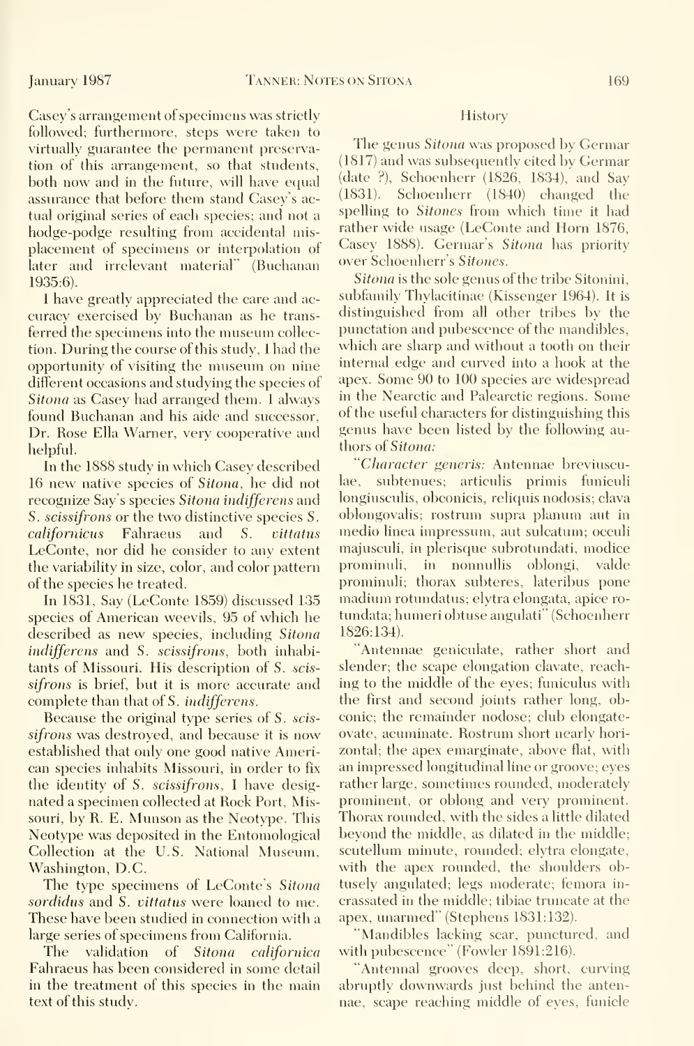Casey's arrangement of specimens was strictly followed; furthermore, steps were taken to virtually guarantee the permanent preservation of this arrangement, so that students, both now and in the future, will have equal assurance that before them stand Casey's actual original series of each species; and not a hodge-podge resulting from accidental misplacement of specimens or interpolation of later and irrelevant material" (Buchanan 1935:6).

I have greatly appreciated the care and accuracy exercised by Buchanan as he transferred the specimens into the museum collection. During the course of this study, I had the opportunity of visiting the museum on nine different occasions and studying the species of *Sitona* as Casey had arranged them. I always found Buchanan and his aide and successor, Dr. Rose Ella Warner, very cooperative and helpful.

In the 1888 study in which Casey described 16 new native species of *Sitona*, he did not recognize Say's species *Sitona indifferens* and *S. scissifrons* or the two distinctive species *S. californicus* Fahraeus and *S. vittatus* LeConte, nor did he consider to any extent the variability in size, color, and color pattern of the species he treated.

In 1831, Say (LeConte 1859) discussed 135 species of American weevils, 95 of which he described as new species, including *Sitona indifferens* and *S. scissifrons*, both inhabitants of Missouri. His description of *S. scissifrons* is brief, but it is more accurate and complete than that of *S. indifferens*.

Because the original type series of *S. scissifrons* was destroyed, and because it is now established that only one good native American species inhabits Missouri, in order to fix the identity of *S. scissifrons*, I have designated a specimen collected at Rock Port, Missouri, by R. E. Munson as the Neotype. This Neotype was deposited in the Entomological Collection at the U.S. National Museum, Washington, D.C.

The type specimens of LeConte's *Sitona sordidus* and *S. vittatus* were loaned to me. These have been studied in connection with a large series of specimens from California.

The validation of *Sitona californica* Fahraeus has been considered in some detail in the treatment of this species in the main text of this study.

## History

The genus *Sitona* was proposed by Germar (1817) and was subsequently cited by Germar (date ?), Schoenherr (1826, 1834), and Say (1831). Schoenherr (1840) changed the spelling to *Sitones* from which time it had rather wide usage (LeConte and Horn 1876, Casey 1888). Germar's *Sitona* has priority over Schoenherr's *Sitones*.

*Sitona* is the sole genus of the tribe Sitonini, subfamily Thylacitinae (Kissenger 1964). It is distinguished from all other tribes by the punctation and pubescence of the mandibles, which are sharp and without a tooth on their internal edge and curved into a hook at the apex. Some 90 to 100 species are widespread in the Nearctic and Palearctic regions. Some of the useful characters for distinguishing this genus have been listed by the following authors of *Sitona*:

"*Character generis:* Antennae breviusculae, subtenues; articulis primis funiculi longiusculis, obconicis, reliquis nodosis; clava oblongovalis; rostrum supra planum aut in medio linea impressum, aut sulcatum; occuli majusculi, in plerisque subrotundati, modice prominuli, in nonnullis oblongi, valde prominuli; thorax subteres, lateribus pone madium rotundatus; elytra elongata, apice rotundata; humeri obtuse angulati" (Schoenherr 1826:134).

"Antennae geniculate, rather short and slender; the scape elongation clavate, reaching to the middle of the eyes; funiculus with the first and second joints rather long, obconic; the remainder nodose; club elongate-ovate, acuminate. Rostrum short nearly horizontal; the apex emarginate, above flat, with an impressed longitudinal line or groove; eyes rather large, sometimes rounded, moderately prominent, or oblong and very prominent. Thorax rounded, with the sides a little dilated beyond the middle, as dilated in the middle; scutellum minute, rounded; elytra elongate, with the apex rounded, the shoulders obtusely angulated; legs moderate; femora incrassated in the middle; tibiae truncate at the apex, unarmed" (Stephens 1831:132).

"Mandibles lacking scar, punctured, and with pubescence" (Fowler 1891:216).

"Antennal grooves deep, short, curving abruptly downwards just behind the antennae, scape reaching middle of eyes, funicle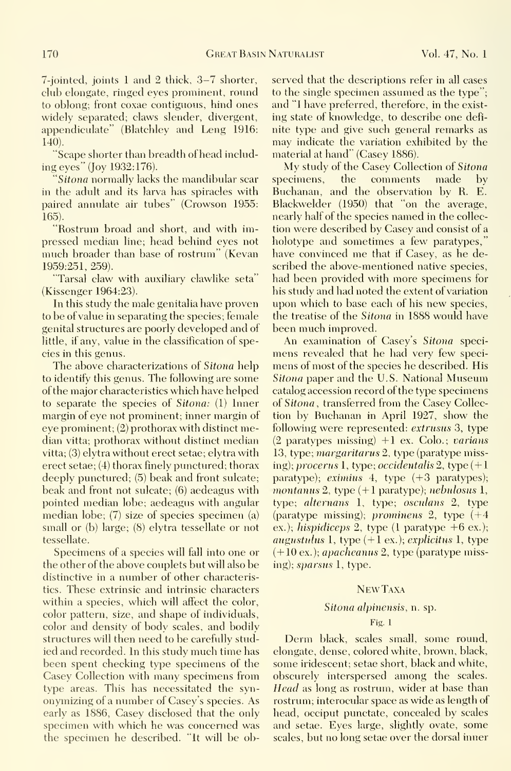7-jointed, joints 1 and 2 thick, 3–7 shorter, club elongate, ringed eyes prominent, round to oblong; front coxae contiguous, hind ones widely separated; claws slender, divergent, appendiculate" (Blatchley and Leng 1916: 140).

"Scape shorter than breadth of head including eyes" (Joy 1932:176).

"*Sitona* normally lacks the mandibular scar in the adult and its larva has spiracles with paired annulate air tubes" (Crowson 1955: 165).

"Rostrum broad and short, and with impressed median line; head behind eyes not much broader than base of rostrum" (Kevan 1959:251, 259).

"Tarsal claw with auxiliary clawlike seta" (Kissenger 1964:23).

In this study the male genitalia have proven to be of value in separating the species; female genital structures are poorly developed and of little, if any, value in the classification of species in this genus.

The above characterizations of *Sitona* help to identify this genus. The following are some of the major characteristics which have helped to separate the species of *Sitona:* (1) Inner margin of eye not prominent; inner margin of eye prominent; (2) prothorax with distinct median vitta; prothorax without distinct median vitta; (3) elytra without erect setae; elytra with erect setae; (4) thorax finely punctured; thorax deeply punctured; (5) beak and front sulcate; beak and front not sulcate; (6) aedeagus with pointed median lobe; aedeagus with angular median lobe; (7) size of species specimen (a) small or (b) large; (8) elytra tessellate or not tessellate.

Specimens of a species will fall into one or the other of the above couplets but will also be distinctive in a number of other characteristics. These extrinsic and intrinsic characters within a species, which will affect the color, color pattern, size, and shape of individuals, color and density of body scales, and bodily structures will then need to be carefully studied and recorded. In this study much time has been spent checking type specimens of the Casey Collection with many specimens from type areas. This has necessitated the synonymizing of a number of Casey's species. As early as 1886, Casey disclosed that the only specimen with which he was concerned was the specimen he described. "It will be observed that the descriptions refer in all cases to the single specimen assumed as the type"; and "I have preferred, therefore, in the existing state of knowledge, to describe one definite type and give such general remarks as may indicate the variation exhibited by the material at hand" (Casey 1886).

My study of the Casey Collection of *Sitona* specimens, the comments made by Buchanan, and the observation by R. E. Blackwelder (1950) that "on the average, nearly half of the species named in the collection were described by Casey and consist of a holotype and sometimes a few paratypes," have convinced me that if Casey, as he described the above-mentioned native species, had been provided with more specimens for his study and had noted the extent of variation upon which to base each of his new species, the treatise of the *Sitona* in 1888 would have been much improved.

An examination of Casey's *Sitona* specimens revealed that he had very few specimens of most of the species he described. His *Sitona* paper and the U.S. National Museum catalog accession record of the type specimens of *Sitona*, transferred from the Casey Collection by Buchanan in April 1927, show the following were represented: *extrusus* 3, type (2 paratypes missing) +1 ex. Colo.; *varians* 13, type; *margaritarus* 2, type (paratype missing); *procerus* 1, type; *occidentalis* 2, type (+1 paratype); *eximius* 4, type (+3 paratypes); *montanus* 2, type (+1 paratype); *nebulosus* 1, type; *alternans* 1, type; *osculans* 2, type (paratype missing); *prominens* 2, type (+4 ex.); *hispidiceps* 2, type (1 paratype +6 ex.); *angustulus* 1, type (+1 ex.); *explicitus* 1, type (+10 ex.); *apacheanus* 2, type (paratype missing); *sparsus* 1, type.

## New Taxa

### *Sitona alpinensis*, n. sp.

Fig. 1

Derm black, scales small, some round, elongate, dense, colored white, brown, black, some iridescent; setae short, black and white, obscurely interspersed among the scales. *Head* as long as rostrum, wider at base than rostrum; interocular space as wide as length of head, occiput punctate, concealed by scales and setae. Eyes large, slightly ovate, some scales, but no long setae over the dorsal inner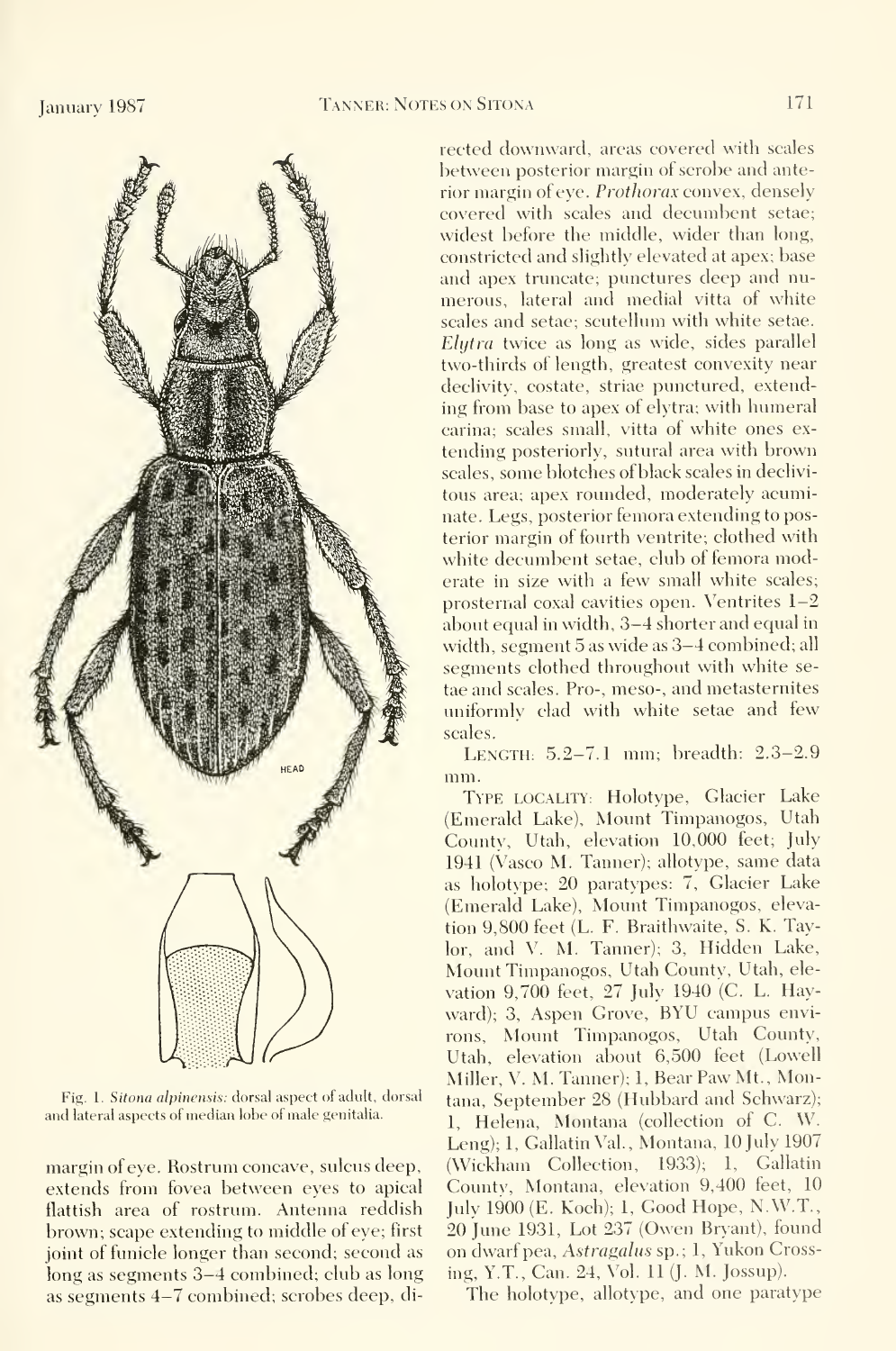Fig. 1. *Sitona alpinensis*: dorsal aspect of adult, dorsal and lateral aspects of median lobe of male genitalia.

margin of eye. Rostrum concave, sulcus deep, extends from fovea between eyes to apical flattish area of rostrum. Antenna reddish brown; scape extending to middle of eye; first joint of funicle longer than second; second as long as segments 3–4 combined; club as long as segments 4–7 combined; scrobes deep, directed downward, areas covered with scales between posterior margin of scrobe and anterior margin of eye. *Prothorax* convex, densely covered with scales and decumbent setae; widest before the middle, wider than long, constricted and slightly elevated at apex; base and apex truncate; punctures deep and numerous, lateral and medial vitta of white scales and setae; scutellum with white setae. *Elytra* twice as long as wide, sides parallel two-thirds of length, greatest convexity near declivity, costate, striae punctured, extending from base to apex of elytra; with humeral carina; scales small, vitta of white ones extending posteriorly, sutural area with brown scales, some blotches of black scales in declivitous area; apex rounded, moderately acuminate. Legs, posterior femora extending to posterior margin of fourth ventrite; clothed with white decumbent setae, club of femora moderate in size with a few small white scales; prosternal coxal cavities open. Ventrites 1–2 about equal in width, 3–4 shorter and equal in width, segment 5 as wide as 3–4 combined; all segments clothed throughout with white setae and scales. Pro-, meso-, and metasternites uniformly clad with white setae and few scales.

LENGTH: 5.2–7.1 mm; breadth: 2.3–2.9 mm.

TYPE LOCALITY: Holotype, Glacier Lake (Emerald Lake), Mount Timpanogos, Utah County, Utah, elevation 10,000 feet; July 1941 (Vasco M. Tanner); allotype, same data as holotype; 20 paratypes: 7, Glacier Lake (Emerald Lake), Mount Timpanogos, elevation 9,800 feet (L. F. Braithwaite, S. K. Taylor, and V. M. Tanner); 3, Hidden Lake, Mount Timpanogos, Utah County, Utah, elevation 9,700 feet, 27 July 1940 (C. L. Hayward); 3, Aspen Grove, BYU campus environs, Mount Timpanogos, Utah County, Utah, elevation about 6,500 feet (Lowell Miller, V. M. Tanner); 1, Bear Paw Mt., Montana, September 28 (Hubbard and Schwarz); 1, Helena, Montana (collection of C. W. Leng); 1, Gallatin Val., Montana, 10 July 1907 (Wickham Collection, 1933); 1, Gallatin County, Montana, elevation 9,400 feet, 10 July 1900 (E. Koch); 1, Good Hope, N.W.T., 20 June 1931, Lot 237 (Owen Bryant), found on dwarf pea, *Astragalus* sp.; 1, Yukon Crossing, Y.T., Can. 24, Vol. 11 (J. M. Jossup).

The holotype, allotype, and one paratype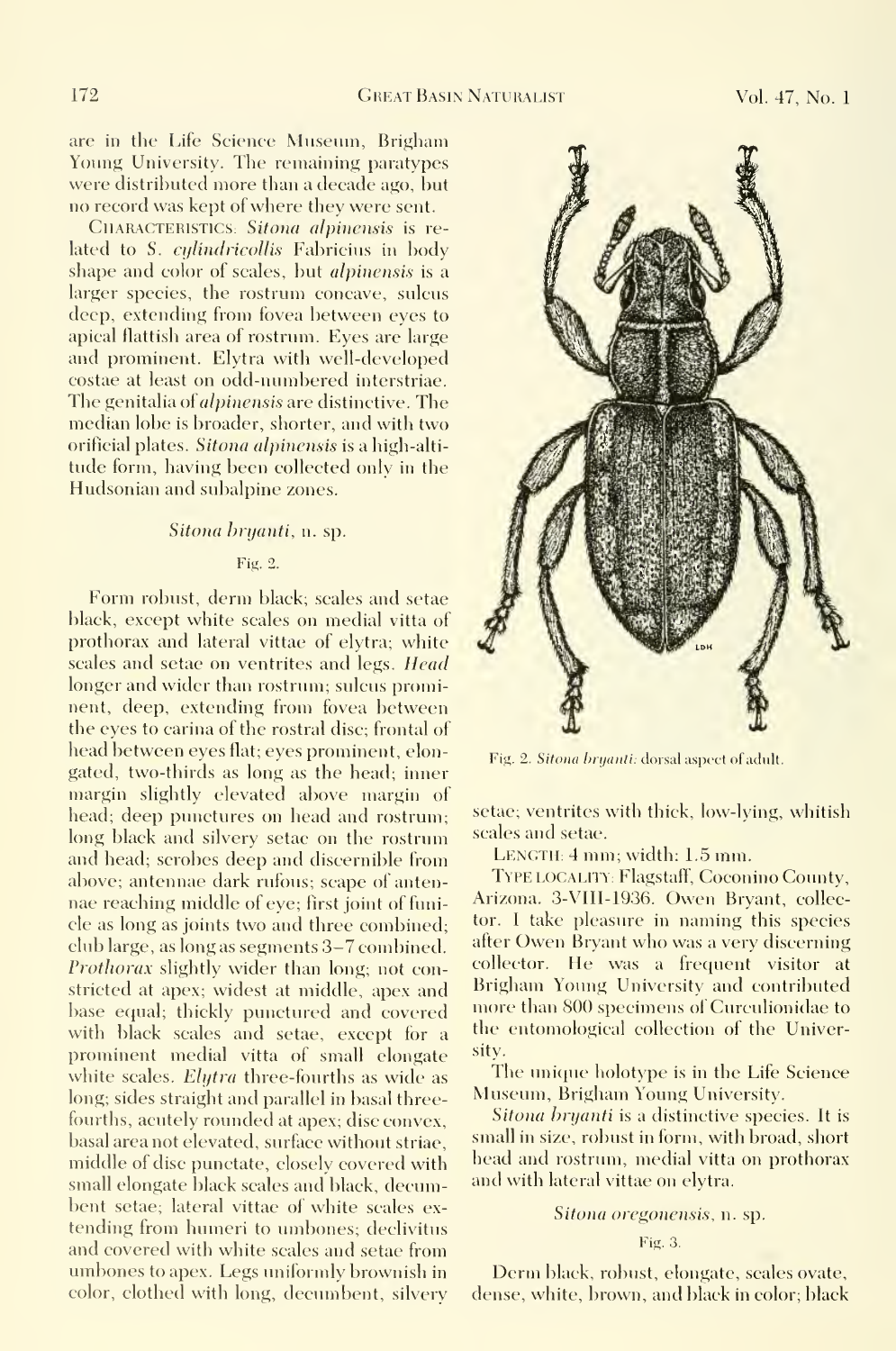are in the Life Science Museum, Brigham Young University. The remaining paratypes were distributed more than a decade ago, but no record was kept of where they were sent.

Characteristics. *Sitona alpinensis* is related to *S. cylindricollis* Fabricius in body shape and color of scales, but *alpinensis* is a larger species, the rostrum concave, sulcus deep, extending from fovea between eyes to apical flattish area of rostrum. Eyes are large and prominent. Elytra with well-developed costae at least on odd-numbered interstriae. The genitalia of *alpinensis* are distinctive. The median lobe is broader, shorter, and with two orificial plates. *Sitona alpinensis* is a high-altitude form, having been collected only in the Hudsonian and subalpine zones.

### *Sitona bryanti*, n. sp.

Fig. 2.

Form robust, derm black; scales and setae black, except white scales on medial vitta of prothorax and lateral vittae of elytra; white scales and setae on ventrites and legs. *Head* longer and wider than rostrum; sulcus prominent, deep, extending from fovea between the eyes to carina of the rostral disc; frontal of head between eyes flat; eyes prominent, elongated, two-thirds as long as the head; inner margin slightly elevated above margin of head; deep punctures on head and rostrum; long black and silvery setae on the rostrum and head; scrobes deep and discernible from above; antennae dark rufous; scape of antennae reaching middle of eye; first joint of funicle as long as joints two and three combined; club large, as long as segments 3–7 combined. *Prothorax* slightly wider than long; not constricted at apex; widest at middle, apex and base equal; thickly punctured and covered with black scales and setae, except for a prominent medial vitta of small elongate white scales. *Elytra* three-fourths as wide as long; sides straight and parallel in basal three-fourths, acutely rounded at apex; disc convex, basal area not elevated, surface without striae, middle of disc punctate, closely covered with small elongate black scales and black, decumbent setae; lateral vittae of white scales extending from humeri to umbones; declivitus and covered with white scales and setae from umbones to apex. Legs uniformly brownish in color, clothed with long, decumbent, silvery setae; ventrites with thick, low-lying, whitish scales and setae.

Fig. 2. *Sitona bryanti*: dorsal aspect of adult.

Length: 4 mm; width: 1.5 mm.

Type locality: Flagstaff, Coconino County, Arizona. 3-VIII-1936. Owen Bryant, collector. I take pleasure in naming this species after Owen Bryant who was a very discerning collector. He was a frequent visitor at Brigham Young University and contributed more than 800 specimens of Curculionidae to the entomological collection of the University.

The unique holotype is in the Life Science Museum, Brigham Young University.

*Sitona bryanti* is a distinctive species. It is small in size, robust in form, with broad, short head and rostrum, medial vitta on prothorax and with lateral vittae on elytra.

### *Sitona oregonensis*, n. sp.

Fig. 3.

Derm black, robust, elongate, scales ovate, dense, white, brown, and black in color; black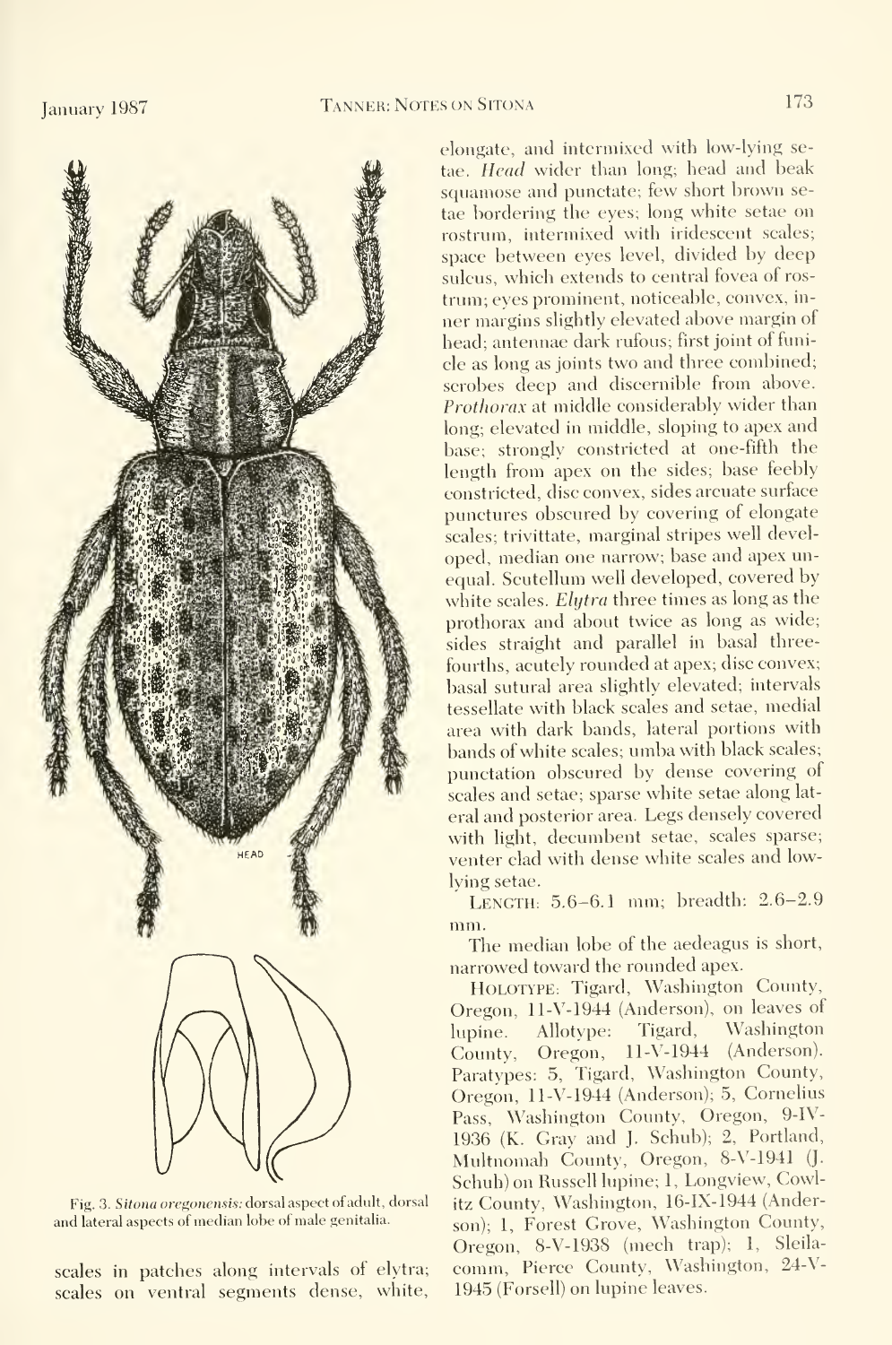Fig. 3. *Sitona oregonensis*: dorsal aspect of adult, dorsal and lateral aspects of median lobe of male genitalia.

scales in patches along intervals of elytra; scales on ventral segments dense, white, elongate, and intermixed with low-lying setae. *Head* wider than long; head and beak squamose and punctate; few short brown setae bordering the eyes; long white setae on rostrum, intermixed with iridescent scales; space between eyes level, divided by deep sulcus, which extends to central fovea of rostrum; eyes prominent, noticeable, convex, inner margins slightly elevated above margin of head; antennae dark rufous; first joint of funicle as long as joints two and three combined; scrobes deep and discernible from above. *Prothorax* at middle considerably wider than long; elevated in middle, sloping to apex and base; strongly constricted at one-fifth the length from apex on the sides; base feebly constricted, disc convex, sides arcuate surface punctures obscured by covering of elongate scales; trivittate, marginal stripes well developed, median one narrow; base and apex unequal. Scutellum well developed, covered by white scales. *Elytra* three times as long as the prothorax and about twice as long as wide; sides straight and parallel in basal three-fourths, acutely rounded at apex; disc convex; basal sutural area slightly elevated; intervals tessellate with black scales and setae, medial area with dark bands, lateral portions with bands of white scales; umba with black scales; punctation obscured by dense covering of scales and setae; sparse white setae along lateral and posterior area. Legs densely covered with light, decumbent setae, scales sparse; venter clad with dense white scales and low-lying setae.

LENGTH: 5.6–6.1 mm; breadth: 2.6–2.9 mm.

The median lobe of the aedeagus is short, narrowed toward the rounded apex.

HOLOTYPE: Tigard, Washington County, Oregon, 11-V-1944 (Anderson), on leaves of lupine. Allotype: Tigard, Washington County, Oregon, 11-V-1944 (Anderson). Paratypes: 5, Tigard, Washington County, Oregon, 11-V-1944 (Anderson); 5, Cornelius Pass, Washington County, Oregon, 9-IV-1936 (K. Gray and J. Schuh); 2, Portland, Multnomah County, Oregon, 8-V-1941 (J. Schuh) on Russell lupine; 1, Longview, Cowlitz County, Washington, 16-IX-1944 (Anderson); 1, Forest Grove, Washington County, Oregon, 8-V-1938 (mech trap); 1, Sleilacomm, Pierce County, Washington, 24-V-1945 (Forsell) on lupine leaves.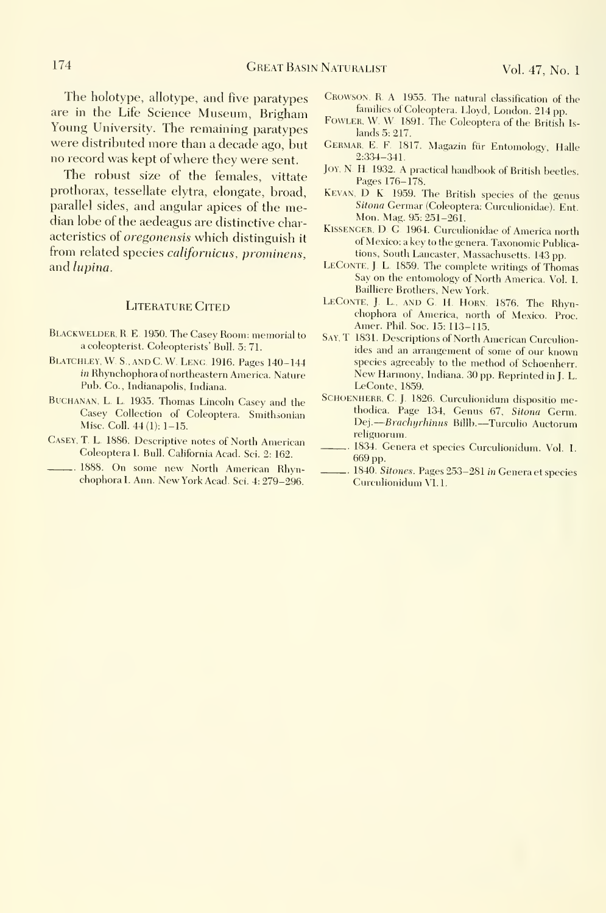The holotype, allotype, and five paratypes are in the Life Science Museum, Brigham Young University. The remaining paratypes were distributed more than a decade ago, but no record was kept of where they were sent.

The robust size of the females, vittate prothorax, tessellate elytra, elongate, broad, parallel sides, and angular apices of the median lobe of the aedeagus are distinctive characteristics of *oregonensis* which distinguish it from related species *californicus*, *prominens*, and *lupina*.

## Literature Cited

Blackwelder, R. E. 1950. The Casey Room: memorial to a coleopterist. Coleopterists' Bull. 5: 71.

Blatchley, W. S., and C. W. Leng. 1916. Pages 140–144 *in* Rhynchophora of northeastern America. Nature Pub. Co., Indianapolis, Indiana.

Buchanan, L. L. 1935. Thomas Lincoln Casey and the Casey Collection of Coleoptera. Smithsonian Misc. Coll. 44 (1): 1–15.

Casey, T. L. 1886. Descriptive notes of North American Coleoptera I. Bull. California Acad. Sci. 2: 162.

———. 1888. On some new North American Rhynchophora I. Ann. New York Acad. Sci. 4: 279–296.

Crowson, R. A. 1955. The natural classification of the families of Coleoptera. Lloyd, London. 214 pp.

Fowler, W. W. 1891. The Coleoptera of the British Islands 5: 217.

Germar, E. F. 1817. Magazin für Entomology, Halle 2:334–341.

Joy, N. H. 1932. A practical handbook of British beetles. Pages 176–178.

Kevan, D. K. 1959. The British species of the genus *Sitona* Germar (Coleoptera: Curculionidae). Ent. Mon. Mag. 95: 251–261.

Kissenger, D. G. 1964. Curculionidae of America north of Mexico: a key to the genera. Taxonomic Publications, South Lancaster, Massachusetts. 143 pp.

LeConte, J. L. 1859. The complete writings of Thomas Say on the entomology of North America. Vol. I. Bailliere Brothers, New York.

LeConte, J. L., and G. H. Horn. 1876. The Rhynchophora of America, north of Mexico. Proc. Amer. Phil. Soc. 15: 113–115.

Say, T. 1831. Descriptions of North American Curculionides and an arrangement of some of our known species agreeably to the method of Schoenherr. New Harmony, Indiana. 30 pp. Reprinted in J. L. LeConte, 1859.

Schoenherr, C. J. 1826. Curculionidum dispositio methodica. Page 134, Genus 67, *Sitona* Germ. Dej.—*Brachyrhinus* Billb.—Turculio Auctorum religuorum.

———. 1834. Genera et species Curculionidum. Vol. I. 669 pp.

———. 1840. *Sitones*. Pages 253–281 *in* Genera et species Curculionidum VI. 1.